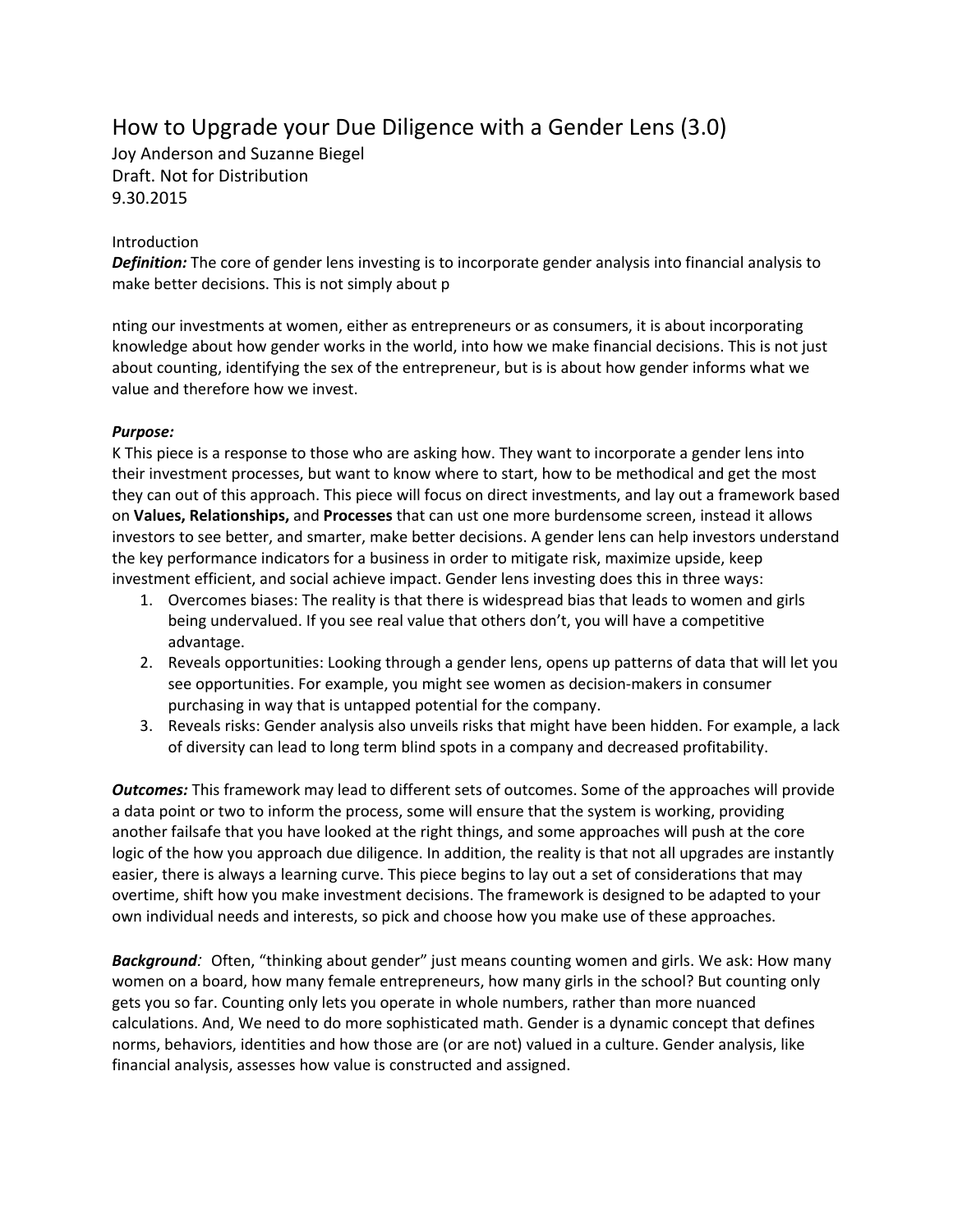# How to Upgrade your Due Diligence with a Gender Lens (3.0)

Joy Anderson and Suzanne Biegel
Draft. Not for Distribution
9.30.2015

Introduction

***Definition:*** The core of gender lens investing is to incorporate gender analysis into financial analysis to make better decisions. This is not simply about p

nting our investments at women, either as entrepreneurs or as consumers, it is about incorporating knowledge about how gender works in the world, into how we make financial decisions. This is not just about counting, identifying the sex of the entrepreneur, but is is about how gender informs what we value and therefore how we invest.

***Purpose:***

K This piece is a response to those who are asking how. They want to incorporate a gender lens into their investment processes, but want to know where to start, how to be methodical and get the most they can out of this approach. This piece will focus on direct investments, and lay out a framework based on **Values, Relationships,** and **Processes** that can ust one more burdensome screen, instead it allows investors to see better, and smarter, make better decisions. A gender lens can help investors understand the key performance indicators for a business in order to mitigate risk, maximize upside, keep investment efficient, and social achieve impact. Gender lens investing does this in three ways:

1. Overcomes biases: The reality is that there is widespread bias that leads to women and girls being undervalued. If you see real value that others don't, you will have a competitive advantage.
2. Reveals opportunities: Looking through a gender lens, opens up patterns of data that will let you see opportunities. For example, you might see women as decision-makers in consumer purchasing in way that is untapped potential for the company.
3. Reveals risks: Gender analysis also unveils risks that might have been hidden. For example, a lack of diversity can lead to long term blind spots in a company and decreased profitability.

***Outcomes:*** This framework may lead to different sets of outcomes. Some of the approaches will provide a data point or two to inform the process, some will ensure that the system is working, providing another failsafe that you have looked at the right things, and some approaches will push at the core logic of the how you approach due diligence. In addition, the reality is that not all upgrades are instantly easier, there is always a learning curve. This piece begins to lay out a set of considerations that may overtime, shift how you make investment decisions. The framework is designed to be adapted to your own individual needs and interests, so pick and choose how you make use of these approaches.

***Background:*** Often, "thinking about gender" just means counting women and girls. We ask: How many women on a board, how many female entrepreneurs, how many girls in the school? But counting only gets you so far. Counting only lets you operate in whole numbers, rather than more nuanced calculations. And, We need to do more sophisticated math. Gender is a dynamic concept that defines norms, behaviors, identities and how those are (or are not) valued in a culture. Gender analysis, like financial analysis, assesses how value is constructed and assigned.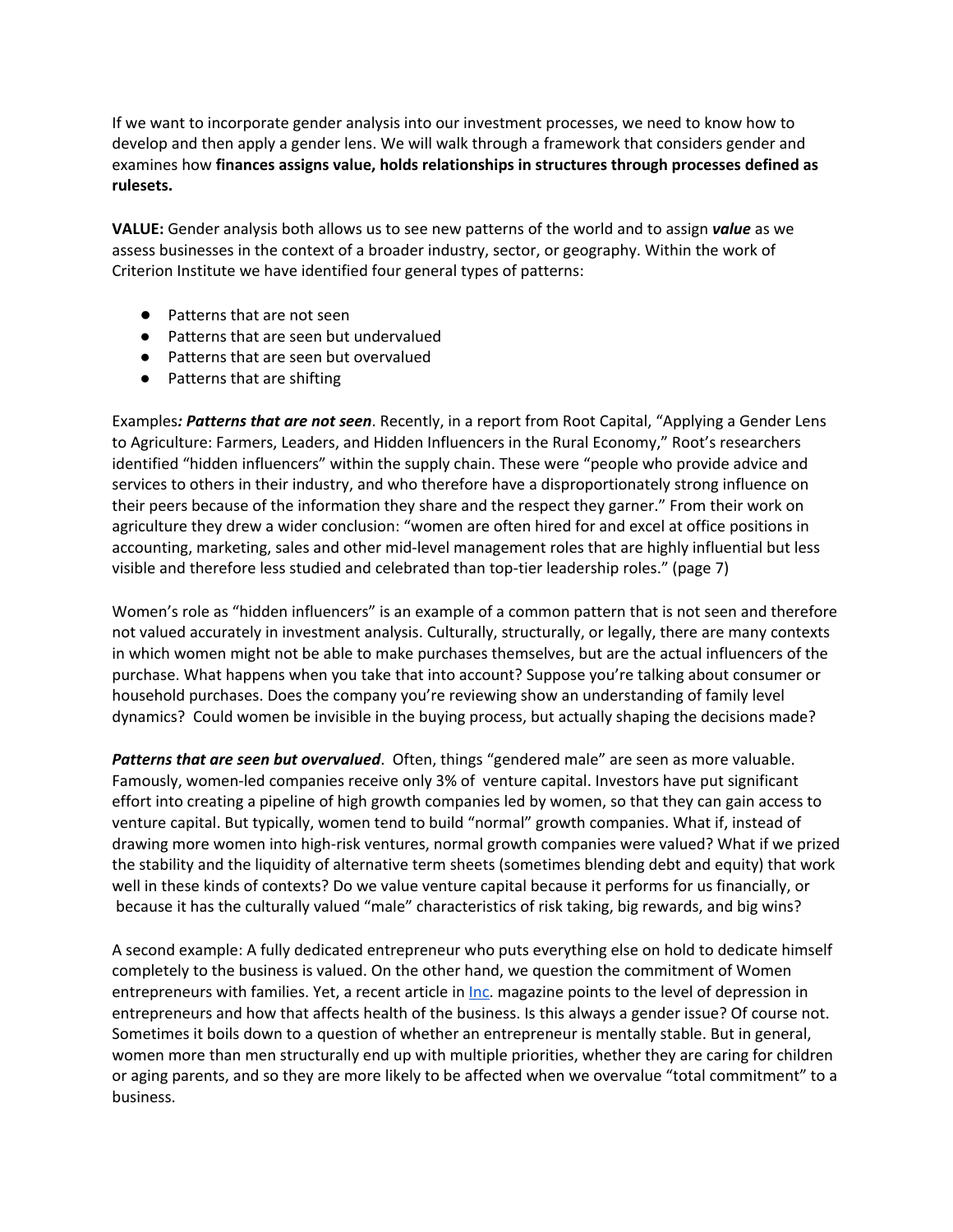If we want to incorporate gender analysis into our investment processes, we need to know how to develop and then apply a gender lens. We will walk through a framework that considers gender and examines how **finances assigns value, holds relationships in structures through processes defined as rulesets.**

**VALUE:** Gender analysis both allows us to see new patterns of the world and to assign ***value*** as we assess businesses in the context of a broader industry, sector, or geography. Within the work of Criterion Institute we have identified four general types of patterns:

- Patterns that are not seen
- Patterns that are seen but undervalued
- Patterns that are seen but overvalued
- Patterns that are shifting

Examples***: Patterns that are not seen***. Recently, in a report from Root Capital, "Applying a Gender Lens to Agriculture: Farmers, Leaders, and Hidden Influencers in the Rural Economy," Root's researchers identified "hidden influencers" within the supply chain. These were "people who provide advice and services to others in their industry, and who therefore have a disproportionately strong influence on their peers because of the information they share and the respect they garner." From their work on agriculture they drew a wider conclusion: "women are often hired for and excel at office positions in accounting, marketing, sales and other mid-level management roles that are highly influential but less visible and therefore less studied and celebrated than top-tier leadership roles." (page 7)

Women's role as "hidden influencers" is an example of a common pattern that is not seen and therefore not valued accurately in investment analysis. Culturally, structurally, or legally, there are many contexts in which women might not be able to make purchases themselves, but are the actual influencers of the purchase. What happens when you take that into account? Suppose you're talking about consumer or household purchases. Does the company you're reviewing show an understanding of family level dynamics? Could women be invisible in the buying process, but actually shaping the decisions made?

***Patterns that are seen but overvalued***. Often, things "gendered male" are seen as more valuable. Famously, women-led companies receive only 3% of venture capital. Investors have put significant effort into creating a pipeline of high growth companies led by women, so that they can gain access to venture capital. But typically, women tend to build "normal" growth companies. What if, instead of drawing more women into high-risk ventures, normal growth companies were valued? What if we prized the stability and the liquidity of alternative term sheets (sometimes blending debt and equity) that work well in these kinds of contexts? Do we value venture capital because it performs for us financially, or because it has the culturally valued "male" characteristics of risk taking, big rewards, and big wins?

A second example: A fully dedicated entrepreneur who puts everything else on hold to dedicate himself completely to the business is valued. On the other hand, we question the commitment of Women entrepreneurs with families. Yet, a recent article in Inc. magazine points to the level of depression in entrepreneurs and how that affects health of the business. Is this always a gender issue? Of course not. Sometimes it boils down to a question of whether an entrepreneur is mentally stable. But in general, women more than men structurally end up with multiple priorities, whether they are caring for children or aging parents, and so they are more likely to be affected when we overvalue "total commitment" to a business.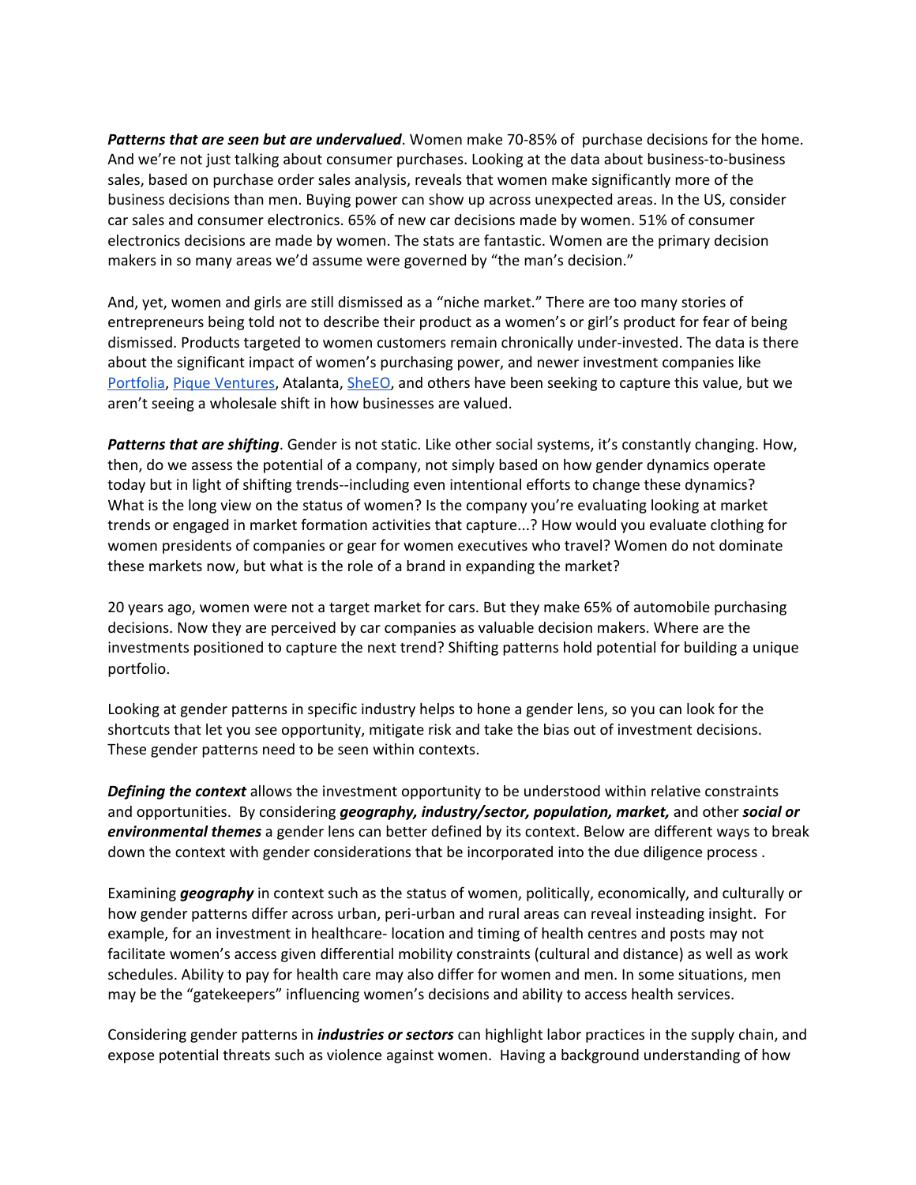***Patterns that are seen but are undervalued***. Women make 70-85% of purchase decisions for the home. And we're not just talking about consumer purchases. Looking at the data about business-to-business sales, based on purchase order sales analysis, reveals that women make significantly more of the business decisions than men. Buying power can show up across unexpected areas. In the US, consider car sales and consumer electronics. 65% of new car decisions made by women. 51% of consumer electronics decisions are made by women. The stats are fantastic. Women are the primary decision makers in so many areas we'd assume were governed by "the man's decision."

And, yet, women and girls are still dismissed as a "niche market." There are too many stories of entrepreneurs being told not to describe their product as a women's or girl's product for fear of being dismissed. Products targeted to women customers remain chronically under-invested. The data is there about the significant impact of women's purchasing power, and newer investment companies like Portfolia, Pique Ventures, Atalanta, SheEO, and others have been seeking to capture this value, but we aren't seeing a wholesale shift in how businesses are valued.

***Patterns that are shifting***. Gender is not static. Like other social systems, it's constantly changing. How, then, do we assess the potential of a company, not simply based on how gender dynamics operate today but in light of shifting trends--including even intentional efforts to change these dynamics? What is the long view on the status of women? Is the company you're evaluating looking at market trends or engaged in market formation activities that capture...? How would you evaluate clothing for women presidents of companies or gear for women executives who travel? Women do not dominate these markets now, but what is the role of a brand in expanding the market?

20 years ago, women were not a target market for cars. But they make 65% of automobile purchasing decisions. Now they are perceived by car companies as valuable decision makers. Where are the investments positioned to capture the next trend? Shifting patterns hold potential for building a unique portfolio.

Looking at gender patterns in specific industry helps to hone a gender lens, so you can look for the shortcuts that let you see opportunity, mitigate risk and take the bias out of investment decisions. These gender patterns need to be seen within contexts.

***Defining the context*** allows the investment opportunity to be understood within relative constraints and opportunities. By considering ***geography, industry/sector, population, market,*** and other ***social or environmental themes*** a gender lens can better defined by its context. Below are different ways to break down the context with gender considerations that be incorporated into the due diligence process .

Examining ***geography*** in context such as the status of women, politically, economically, and culturally or how gender patterns differ across urban, peri-urban and rural areas can reveal insteading insight. For example, for an investment in healthcare- location and timing of health centres and posts may not facilitate women's access given differential mobility constraints (cultural and distance) as well as work schedules. Ability to pay for health care may also differ for women and men. In some situations, men may be the "gatekeepers" influencing women's decisions and ability to access health services.

Considering gender patterns in ***industries or sectors*** can highlight labor practices in the supply chain, and expose potential threats such as violence against women. Having a background understanding of how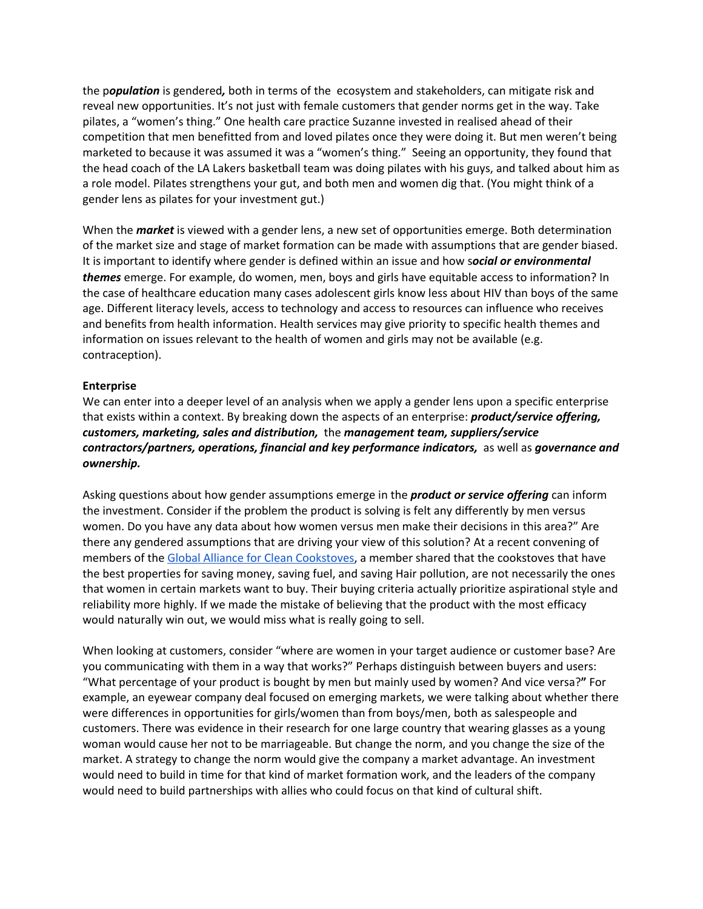the p***opulation*** is gendered***,*** both in terms of the ecosystem and stakeholders, can mitigate risk and reveal new opportunities. It's not just with female customers that gender norms get in the way. Take pilates, a "women's thing." One health care practice Suzanne invested in realised ahead of their competition that men benefitted from and loved pilates once they were doing it. But men weren't being marketed to because it was assumed it was a "women's thing." Seeing an opportunity, they found that the head coach of the LA Lakers basketball team was doing pilates with his guys, and talked about him as a role model. Pilates strengthens your gut, and both men and women dig that. (You might think of a gender lens as pilates for your investment gut.)

When the ***market*** is viewed with a gender lens, a new set of opportunities emerge. Both determination of the market size and stage of market formation can be made with assumptions that are gender biased. It is important to identify where gender is defined within an issue and how s***ocial or environmental themes*** emerge. For example, do women, men, boys and girls have equitable access to information? In the case of healthcare education many cases adolescent girls know less about HIV than boys of the same age. Different literacy levels, access to technology and access to resources can influence who receives and benefits from health information. Health services may give priority to specific health themes and information on issues relevant to the health of women and girls may not be available (e.g. contraception).

**Enterprise**

We can enter into a deeper level of an analysis when we apply a gender lens upon a specific enterprise that exists within a context. By breaking down the aspects of an enterprise: ***product/service offering, customers, marketing, sales and distribution,*** the ***management team, suppliers/service contractors/partners, operations, financial and key performance indicators,*** as well as ***governance and ownership.***

Asking questions about how gender assumptions emerge in the ***product or service offering*** can inform the investment. Consider if the problem the product is solving is felt any differently by men versus women. Do you have any data about how women versus men make their decisions in this area?" Are there any gendered assumptions that are driving your view of this solution? At a recent convening of members of the [Global Alliance for Clean Cookstoves](), a member shared that the cookstoves that have the best properties for saving money, saving fuel, and saving Hair pollution, are not necessarily the ones that women in certain markets want to buy. Their buying criteria actually prioritize aspirational style and reliability more highly. If we made the mistake of believing that the product with the most efficacy would naturally win out, we would miss what is really going to sell.

When looking at customers, consider "where are women in your target audience or customer base? Are you communicating with them in a way that works?" Perhaps distinguish between buyers and users: "What percentage of your product is bought by men but mainly used by women? And vice versa?**"** For example, an eyewear company deal focused on emerging markets, we were talking about whether there were differences in opportunities for girls/women than from boys/men, both as salespeople and customers. There was evidence in their research for one large country that wearing glasses as a young woman would cause her not to be marriageable. But change the norm, and you change the size of the market. A strategy to change the norm would give the company a market advantage. An investment would need to build in time for that kind of market formation work, and the leaders of the company would need to build partnerships with allies who could focus on that kind of cultural shift.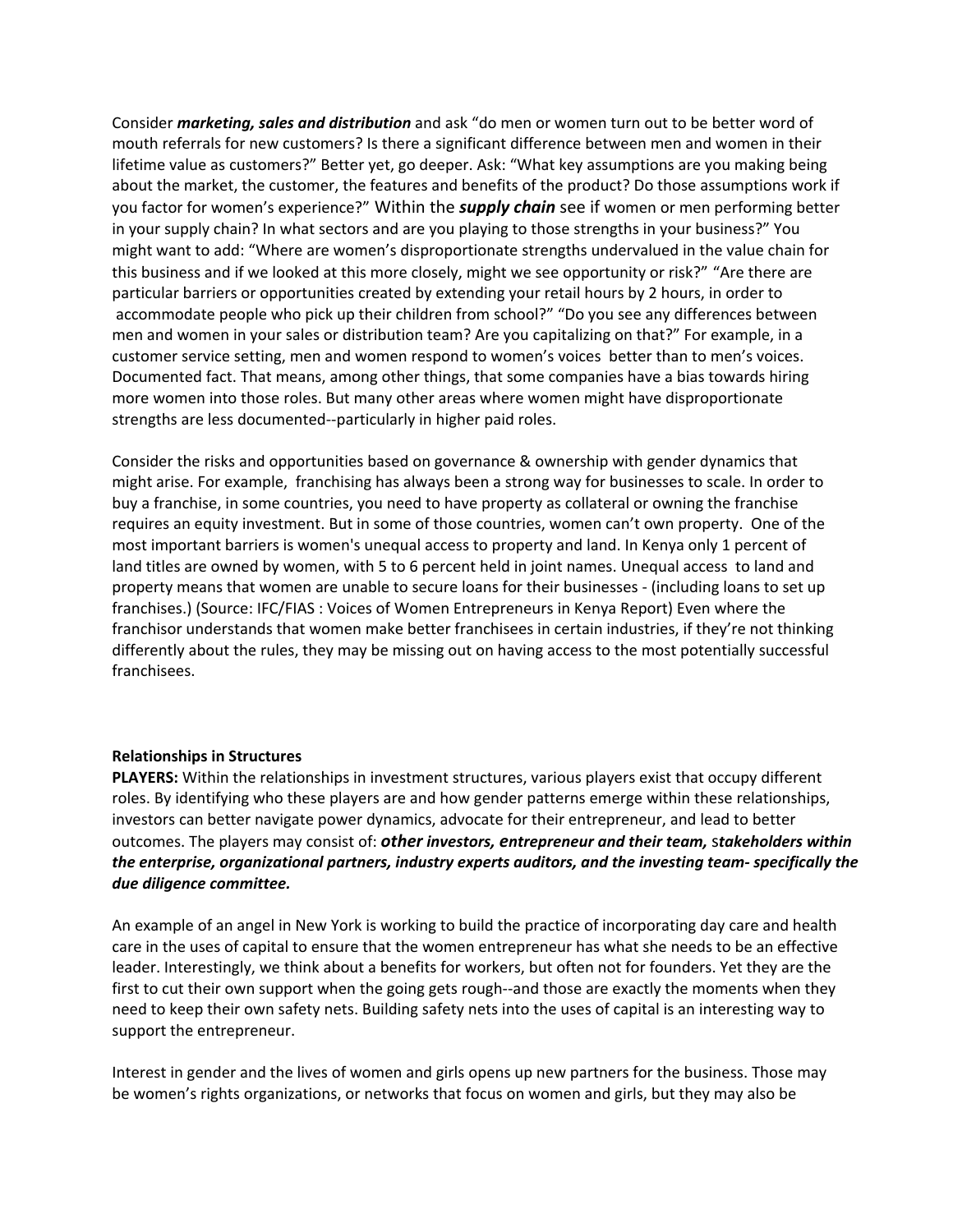Consider ***marketing, sales and distribution*** and ask "do men or women turn out to be better word of mouth referrals for new customers? Is there a significant difference between men and women in their lifetime value as customers?" Better yet, go deeper. Ask: "What key assumptions are you making being about the market, the customer, the features and benefits of the product? Do those assumptions work if you factor for women's experience?" Within the ***supply chain*** see if women or men performing better in your supply chain? In what sectors and are you playing to those strengths in your business?" You might want to add: "Where are women's disproportionate strengths undervalued in the value chain for this business and if we looked at this more closely, might we see opportunity or risk?" "Are there are particular barriers or opportunities created by extending your retail hours by 2 hours, in order to accommodate people who pick up their children from school?" "Do you see any differences between men and women in your sales or distribution team? Are you capitalizing on that?" For example, in a customer service setting, men and women respond to women's voices better than to men's voices. Documented fact. That means, among other things, that some companies have a bias towards hiring more women into those roles. But many other areas where women might have disproportionate strengths are less documented--particularly in higher paid roles.

Consider the risks and opportunities based on governance & ownership with gender dynamics that might arise. For example, franchising has always been a strong way for businesses to scale. In order to buy a franchise, in some countries, you need to have property as collateral or owning the franchise requires an equity investment. But in some of those countries, women can't own property. One of the most important barriers is women's unequal access to property and land. In Kenya only 1 percent of land titles are owned by women, with 5 to 6 percent held in joint names. Unequal access to land and property means that women are unable to secure loans for their businesses - (including loans to set up franchises.) (Source: IFC/FIAS : Voices of Women Entrepreneurs in Kenya Report) Even where the franchisor understands that women make better franchisees in certain industries, if they're not thinking differently about the rules, they may be missing out on having access to the most potentially successful franchisees.

**Relationships in Structures**

**PLAYERS:** Within the relationships in investment structures, various players exist that occupy different roles. By identifying who these players are and how gender patterns emerge within these relationships, investors can better navigate power dynamics, advocate for their entrepreneur, and lead to better outcomes. The players may consist of: ***other investors, entrepreneur and their team, Stakeholders within the enterprise, organizational partners, industry experts auditors, and the investing team- specifically the due diligence committee.***

An example of an angel in New York is working to build the practice of incorporating day care and health care in the uses of capital to ensure that the women entrepreneur has what she needs to be an effective leader. Interestingly, we think about a benefits for workers, but often not for founders. Yet they are the first to cut their own support when the going gets rough--and those are exactly the moments when they need to keep their own safety nets. Building safety nets into the uses of capital is an interesting way to support the entrepreneur.

Interest in gender and the lives of women and girls opens up new partners for the business. Those may be women's rights organizations, or networks that focus on women and girls, but they may also be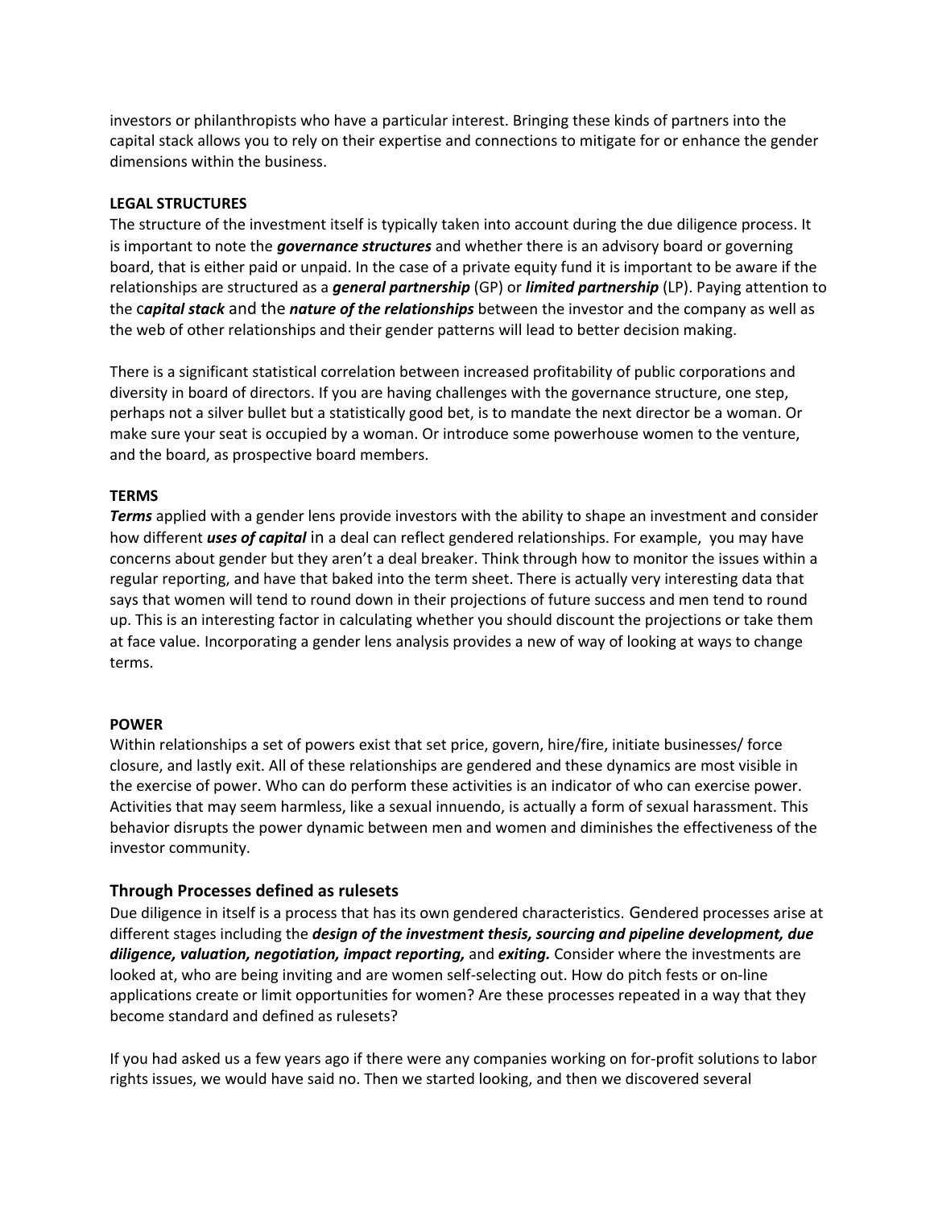investors or philanthropists who have a particular interest. Bringing these kinds of partners into the capital stack allows you to rely on their expertise and connections to mitigate for or enhance the gender dimensions within the business.

**LEGAL STRUCTURES**

The structure of the investment itself is typically taken into account during the due diligence process. It is important to note the ***governance structures*** and whether there is an advisory board or governing board, that is either paid or unpaid. In the case of a private equity fund it is important to be aware if the relationships are structured as a ***general partnership*** (GP) or ***limited partnership*** (LP). Paying attention to the c***apital stack*** and the ***nature of the relationships*** between the investor and the company as well as the web of other relationships and their gender patterns will lead to better decision making.

There is a significant statistical correlation between increased profitability of public corporations and diversity in board of directors. If you are having challenges with the governance structure, one step, perhaps not a silver bullet but a statistically good bet, is to mandate the next director be a woman. Or make sure your seat is occupied by a woman. Or introduce some powerhouse women to the venture, and the board, as prospective board members.

**TERMS**

***Terms*** applied with a gender lens provide investors with the ability to shape an investment and consider how different ***uses of capital*** in a deal can reflect gendered relationships. For example, you may have concerns about gender but they aren't a deal breaker. Think through how to monitor the issues within a regular reporting, and have that baked into the term sheet. There is actually very interesting data that says that women will tend to round down in their projections of future success and men tend to round up. This is an interesting factor in calculating whether you should discount the projections or take them at face value. Incorporating a gender lens analysis provides a new of way of looking at ways to change terms.

**POWER**

Within relationships a set of powers exist that set price, govern, hire/fire, initiate businesses/ force closure, and lastly exit. All of these relationships are gendered and these dynamics are most visible in the exercise of power. Who can do perform these activities is an indicator of who can exercise power. Activities that may seem harmless, like a sexual innuendo, is actually a form of sexual harassment. This behavior disrupts the power dynamic between men and women and diminishes the effectiveness of the investor community.

### Through Processes defined as rulesets

Due diligence in itself is a process that has its own gendered characteristics. Gendered processes arise at different stages including the ***design of the investment thesis, sourcing and pipeline development, due diligence, valuation, negotiation, impact reporting,*** and ***exiting.*** Consider where the investments are looked at, who are being inviting and are women self-selecting out. How do pitch fests or on-line applications create or limit opportunities for women? Are these processes repeated in a way that they become standard and defined as rulesets?

If you had asked us a few years ago if there were any companies working on for-profit solutions to labor rights issues, we would have said no. Then we started looking, and then we discovered several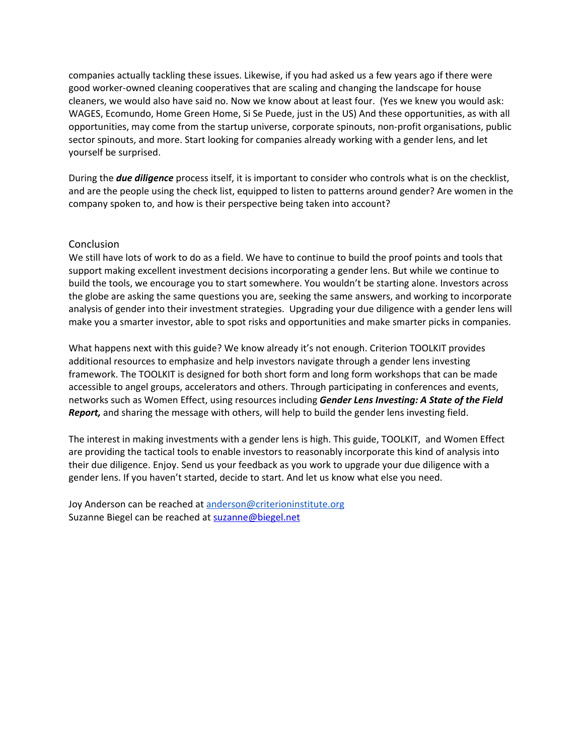companies actually tackling these issues. Likewise, if you had asked us a few years ago if there were good worker-owned cleaning cooperatives that are scaling and changing the landscape for house cleaners, we would also have said no. Now we know about at least four.  (Yes we knew you would ask: WAGES, Ecomundo, Home Green Home, Si Se Puede, just in the US) And these opportunities, as with all opportunities, may come from the startup universe, corporate spinouts, non-profit organisations, public sector spinouts, and more. Start looking for companies already working with a gender lens, and let yourself be surprised.

During the ***due diligence*** process itself, it is important to consider who controls what is on the checklist, and are the people using the check list, equipped to listen to patterns around gender? Are women in the company spoken to, and how is their perspective being taken into account?

## Conclusion

We still have lots of work to do as a field. We have to continue to build the proof points and tools that support making excellent investment decisions incorporating a gender lens. But while we continue to build the tools, we encourage you to start somewhere. You wouldn't be starting alone. Investors across the globe are asking the same questions you are, seeking the same answers, and working to incorporate analysis of gender into their investment strategies.  Upgrading your due diligence with a gender lens will make you a smarter investor, able to spot risks and opportunities and make smarter picks in companies.

What happens next with this guide? We know already it's not enough. Criterion TOOLKIT provides additional resources to emphasize and help investors navigate through a gender lens investing framework. The TOOLKIT is designed for both short form and long form workshops that can be made accessible to angel groups, accelerators and others. Through participating in conferences and events, networks such as Women Effect, using resources including ***Gender Lens Investing: A State of the Field Report,*** and sharing the message with others, will help to build the gender lens investing field.

The interest in making investments with a gender lens is high. This guide, TOOLKIT,  and Women Effect are providing the tactical tools to enable investors to reasonably incorporate this kind of analysis into their due diligence. Enjoy. Send us your feedback as you work to upgrade your due diligence with a gender lens. If you haven't started, decide to start. And let us know what else you need.

Joy Anderson can be reached at anderson@criterioninstitute.org
Suzanne Biegel can be reached at suzanne@biegel.net